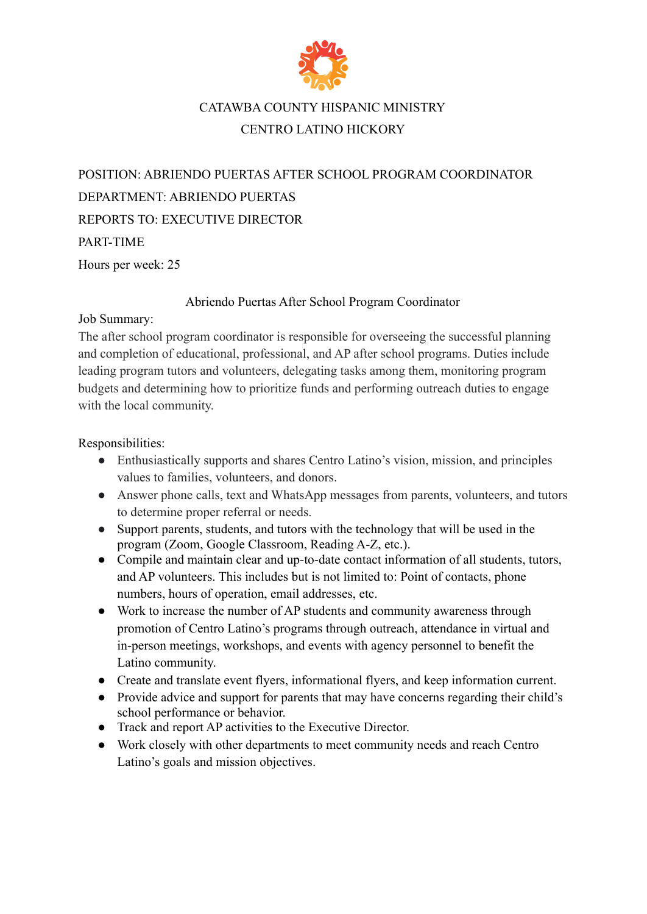CATAWBA COUNTY HISPANIC MINISTRY

CENTRO LATINO HICKORY

POSITION: ABRIENDO PUERTAS AFTER SCHOOL PROGRAM COORDINATOR

DEPARTMENT: ABRIENDO PUERTAS

REPORTS TO: EXECUTIVE DIRECTOR

PART-TIME

Hours per week: 25

## Abriendo Puertas After School Program Coordinator

Job Summary:

The after school program coordinator is responsible for overseeing the successful planning and completion of educational, professional, and AP after school programs. Duties include leading program tutors and volunteers, delegating tasks among them, monitoring program budgets and determining how to prioritize funds and performing outreach duties to engage with the local community.

Responsibilities:

- Enthusiastically supports and shares Centro Latino's vision, mission, and principles values to families, volunteers, and donors.
- Answer phone calls, text and WhatsApp messages from parents, volunteers, and tutors to determine proper referral or needs.
- Support parents, students, and tutors with the technology that will be used in the program (Zoom, Google Classroom, Reading A-Z, etc.).
- Compile and maintain clear and up-to-date contact information of all students, tutors, and AP volunteers. This includes but is not limited to: Point of contacts, phone numbers, hours of operation, email addresses, etc.
- Work to increase the number of AP students and community awareness through promotion of Centro Latino's programs through outreach, attendance in virtual and in-person meetings, workshops, and events with agency personnel to benefit the Latino community.
- Create and translate event flyers, informational flyers, and keep information current.
- Provide advice and support for parents that may have concerns regarding their child's school performance or behavior.
- Track and report AP activities to the Executive Director.
- Work closely with other departments to meet community needs and reach Centro Latino's goals and mission objectives.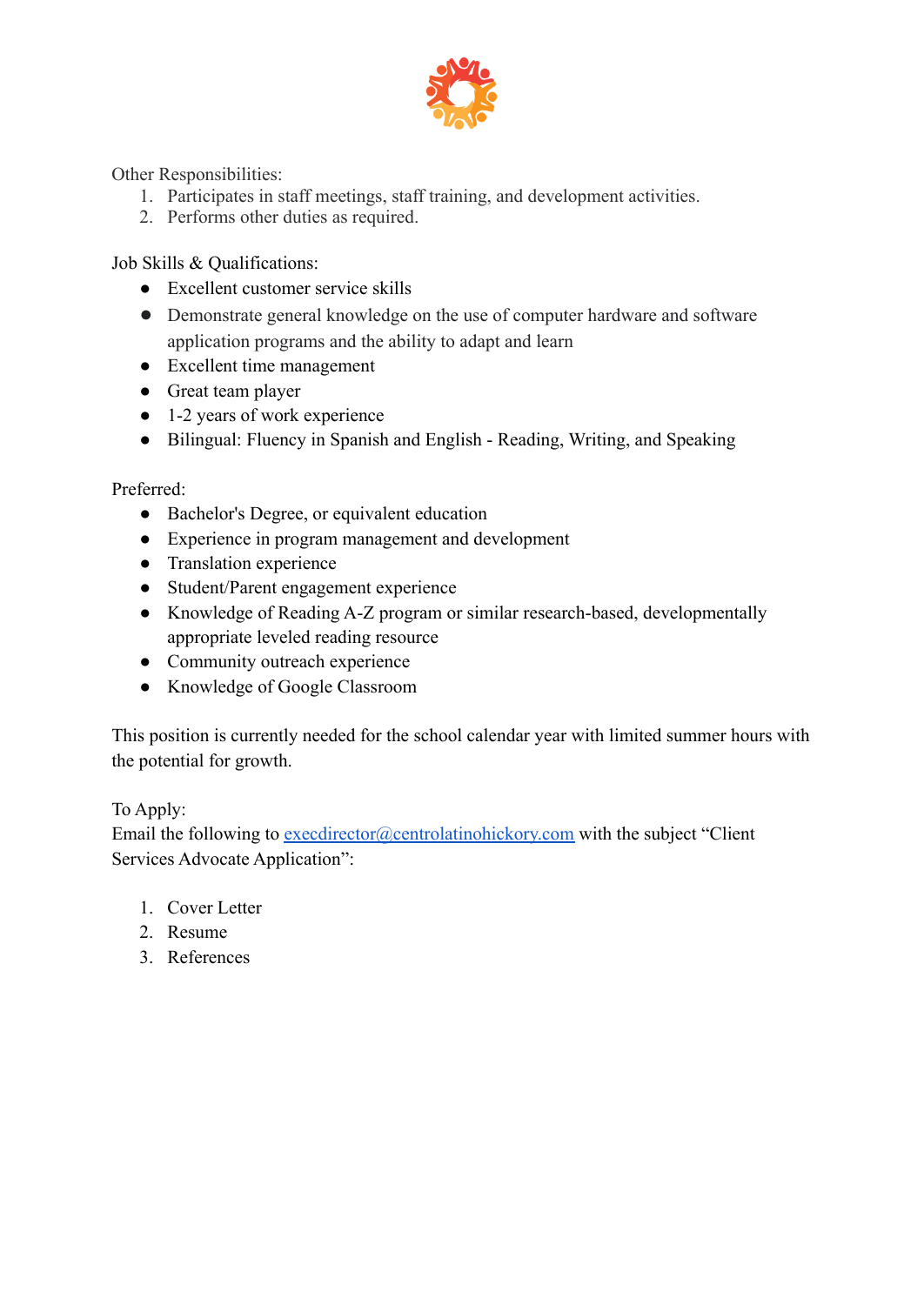Other Responsibilities:

1. Participates in staff meetings, staff training, and development activities.
2. Performs other duties as required.

Job Skills & Qualifications:

- Excellent customer service skills
- Demonstrate general knowledge on the use of computer hardware and software application programs and the ability to adapt and learn
- Excellent time management
- Great team player
- 1-2 years of work experience
- Bilingual: Fluency in Spanish and English - Reading, Writing, and Speaking

Preferred:

- Bachelor's Degree, or equivalent education
- Experience in program management and development
- Translation experience
- Student/Parent engagement experience
- Knowledge of Reading A-Z program or similar research-based, developmentally appropriate leveled reading resource
- Community outreach experience
- Knowledge of Google Classroom

This position is currently needed for the school calendar year with limited summer hours with the potential for growth.

To Apply:
Email the following to execdirector@centrolatinohickory.com with the subject "Client Services Advocate Application":

1. Cover Letter
2. Resume
3. References